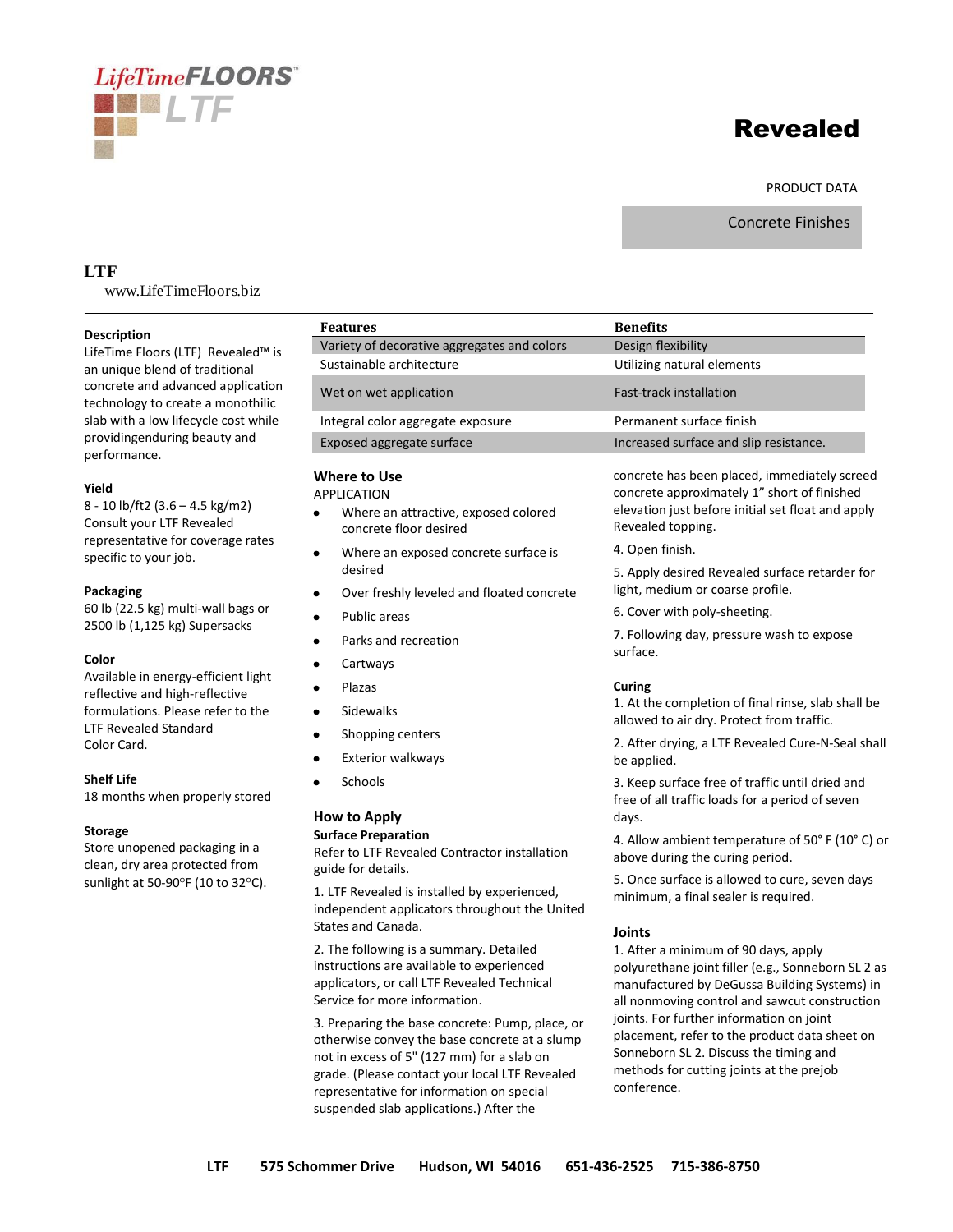LifeTimeFLOORS™ LTF

# Revealed

PRODUCT DATA

Concrete Finishes

**LTF**
www.LifeTimeFloors.biz

### Description

LifeTime Floors (LTF) Revealed™ is an unique blend of traditional concrete and advanced application technology to create a monothilic slab with a low lifecycle cost while providingendurING beauty and performance.

### Yield

8 - 10 lb/ft2 (3.6 – 4.5 kg/m2)
Consult your LTF Revealed representative for coverage rates specific to your job.

### Packaging

60 lb (22.5 kg) multi-wall bags or 2500 lb (1,125 kg) Supersacks

### Color

Available in energy-efficient light reflective and high-reflective formulations. Please refer to the LTF Revealed Standard Color Card.

### Shelf Life

18 months when properly stored

### Storage

Store unopened packaging in a clean, dry area protected from sunlight at 50-90°F (10 to 32°C).

| Features | Benefits |
|---|---|
| Variety of decorative aggregates and colors | Design flexibility |
| Sustainable architecture | Utilizing natural elements |
| Wet on wet application | Fast-track installation |
| Integral color aggregate exposure | Permanent surface finish |
| Exposed aggregate surface | Increased surface and slip resistance. |

### Where to Use

APPLICATION

- Where an attractive, exposed colored concrete floor desired
- Where an exposed concrete surface is desired
- Over freshly leveled and floated concrete
- Public areas
- Parks and recreation
- Cartways
- Plazas
- Sidewalks
- Shopping centers
- Exterior walkways
- Schools

### How to Apply

**Surface Preparation**

Refer to LTF Revealed Contractor installation guide for details.

1. LTF Revealed is installed by experienced, independent applicators throughout the United States and Canada.

2. The following is a summary. Detailed instructions are available to experienced applicators, or call LTF Revealed Technical Service for more information.

3. Preparing the base concrete: Pump, place, or otherwise convey the base concrete at a slump not in excess of 5" (127 mm) for a slab on grade. (Please contact your local LTF Revealed representative for information on special suspended slab applications.) After the concrete has been placed, immediately screed concrete approximately 1" short of finished elevation just before initial set float and apply Revealed topping.

4. Open finish.

5. Apply desired Revealed surface retarder for light, medium or coarse profile.

6. Cover with poly-sheeting.

7. Following day, pressure wash to expose surface.

### Curing

1. At the completion of final rinse, slab shall be allowed to air dry. Protect from traffic.

2. After drying, a LTF Revealed Cure-N-Seal shall be applied.

3. Keep surface free of traffic until dried and free of all traffic loads for a period of seven days.

4. Allow ambient temperature of 50˚ F (10˚ C) or above during the curing period.

5. Once surface is allowed to cure, seven days minimum, a final sealer is required.

### Joints

1. After a minimum of 90 days, apply polyurethane joint filler (e.g., Sonneborn SL 2 as manufactured by DeGussa Building Systems) in all nonmoving control and sawcut construction joints. For further information on joint placement, refer to the product data sheet on Sonneborn SL 2. Discuss the timing and methods for cutting joints at the prejob conference.

LTF 575 Schommer Drive Hudson, WI 54016 651-436-2525 715-386-8750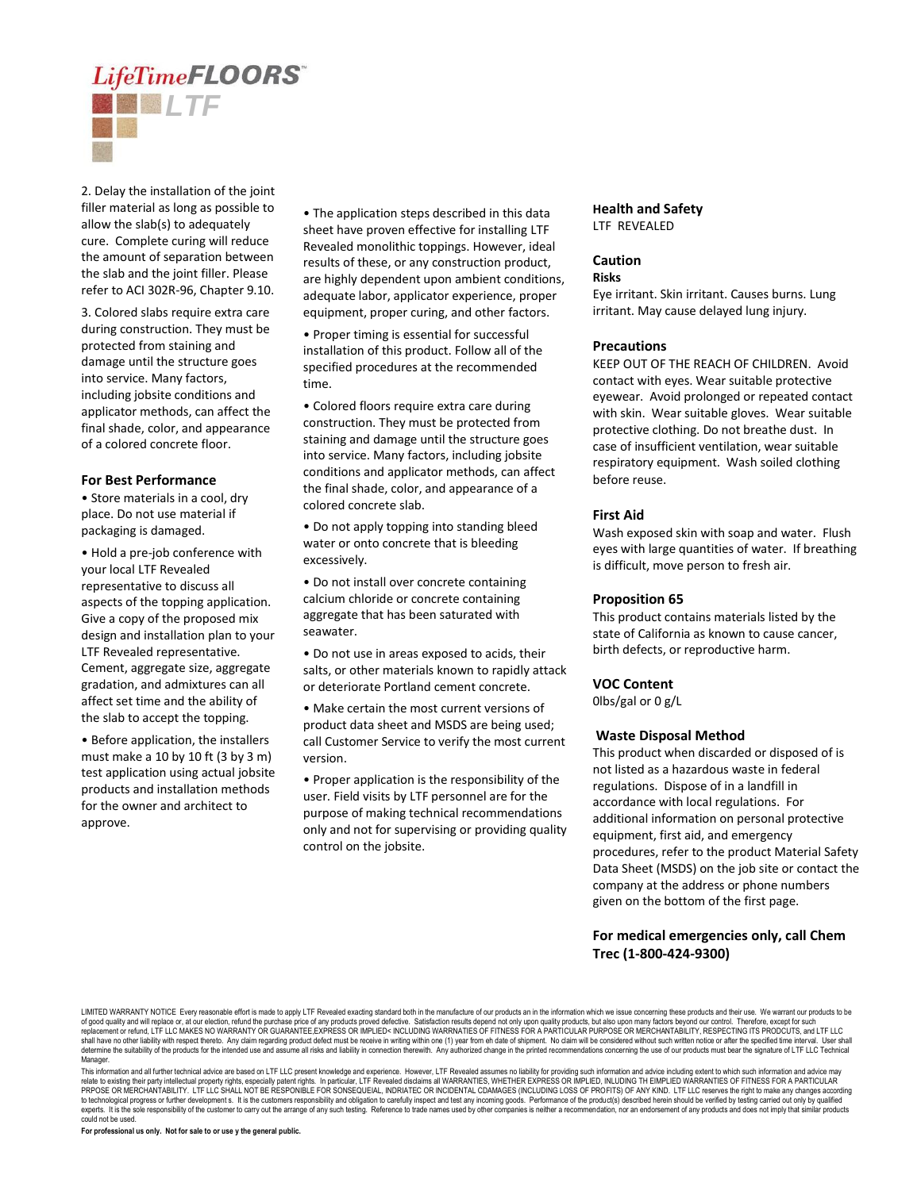LifeTimeFLOORS™ LTF

2. Delay the installation of the joint filler material as long as possible to allow the slab(s) to adequately cure. Complete curing will reduce the amount of separation between the slab and the joint filler. Please refer to ACI 302R-96, Chapter 9.10.

3. Colored slabs require extra care during construction. They must be protected from staining and damage until the structure goes into service. Many factors, including jobsite conditions and applicator methods, can affect the final shade, color, and appearance of a colored concrete floor.

### For Best Performance

- Store materials in a cool, dry place. Do not use material if packaging is damaged.
- Hold a pre-job conference with your local LTF Revealed representative to discuss all aspects of the topping application. Give a copy of the proposed mix design and installation plan to your LTF Revealed representative. Cement, aggregate size, aggregate gradation, and admixtures can all affect set time and the ability of the slab to accept the topping.
- Before application, the installers must make a 10 by 10 ft (3 by 3 m) test application using actual jobsite products and installation methods for the owner and architect to approve.
- The application steps described in this data sheet have proven effective for installing LTF Revealed monolithic toppings. However, ideal results of these, or any construction product, are highly dependent upon ambient conditions, adequate labor, applicator experience, proper equipment, proper curing, and other factors.
- Proper timing is essential for successful installation of this product. Follow all of the specified procedures at the recommended time.
- Colored floors require extra care during construction. They must be protected from staining and damage until the structure goes into service. Many factors, including jobsite conditions and applicator methods, can affect the final shade, color, and appearance of a colored concrete slab.
- Do not apply topping into standing bleed water or onto concrete that is bleeding excessively.
- Do not install over concrete containing calcium chloride or concrete containing aggregate that has been saturated with seawater.
- Do not use in areas exposed to acids, their salts, or other materials known to rapidly attack or deteriorate Portland cement concrete.
- Make certain the most current versions of product data sheet and MSDS are being used; call Customer Service to verify the most current version.
- Proper application is the responsibility of the user. Field visits by LTF personnel are for the purpose of making technical recommendations only and not for supervising or providing quality control on the jobsite.

### Health and Safety

LTF REVEALED

### Caution

**Risks**

Eye irritant. Skin irritant. Causes burns. Lung irritant. May cause delayed lung injury.

### Precautions

KEEP OUT OF THE REACH OF CHILDREN. Avoid contact with eyes. Wear suitable protective eyewear. Avoid prolonged or repeated contact with skin. Wear suitable gloves. Wear suitable protective clothing. Do not breathe dust. In case of insufficient ventilation, wear suitable respiratory equipment. Wash soiled clothing before reuse.

### First Aid

Wash exposed skin with soap and water. Flush eyes with large quantities of water. If breathing is difficult, move person to fresh air.

### Proposition 65

This product contains materials listed by the state of California as known to cause cancer, birth defects, or reproductive harm.

### VOC Content

0lbs/gal or 0 g/L

### Waste Disposal Method

This product when discarded or disposed of is not listed as a hazardous waste in federal regulations. Dispose of in a landfill in accordance with local regulations. For additional information on personal protective equipment, first aid, and emergency procedures, refer to the product Material Safety Data Sheet (MSDS) on the job site or contact the company at the address or phone numbers given on the bottom of the first page.

**For medical emergencies only, call Chem Trec (1-800-424-9300)**

LIMITED WARRANTY NOTICE Every reasonable effort is made to apply LTF Revealed exacting standard both in the manufacture of our products an in the information which we issue concerning these products and their use. We warrant our products to be of good quality and will replace or, at our election, refund the purchase price of any products proved defective. Satisfaction results depend not only upon quality products, but also upon many factors beyond our control. Therefore, except for such replacement or refund, LTF LLC MAKES NO WARRANTY OR GUARANTEE,EXPRESS OR IMPLIED< INCLUDING WARRNATIES OF FITNESS FOR A PARTICULAR PURPOSE OR MERCHANTABILITY, RESPECTING ITS PRODCUTS, and LTF LLC shall have no other liability with respect thereto. Any claim regarding product defect must be receive in writing within one (1) year from eh date of shipment. No claim will be considered without such written notice or after the specified time interval. User shall determine the suitability of the products for the intended use and assume all risks and liability in connection therewith. Any authorized change in the printed recommendations concerning the use of our products must bear the signature of LTF LLC Technical Manager.

This information and all further technical advice are based on LTF LLC present knowledge and experience. However, LTF Revealed assumes no liability for providing such information and advice including extent to which such information and advice may relate to existing their party intellectual property rights, especially patent rights. In particular, LTF Revealed disclaims all WARRANTIES, WHETHER EXPRESS OR IMPLIED, INLUDING TH EIMPLIED WARRANTIES OF FITNESS FOR A PARTICULAR PRPOSE OR MERCHANTABILITY. LTF LLC SHALL NOT BE RESPONIBLE FOR SONSEQUEIAL, INDRIATEC OR INCIDENTAL CDAMAGES (INCLUDING LOSS OF PROFITS) OF ANY KIND. LTF LLC reserves the right to make any changes according to technological progress or further development s. It is the customers responsibility and obligation to carefully inspect and test any incoming goods. Performance of the product(s) described herein should be verified by testing carried out only by qualified experts. It is the sole responsibility of the customer to carry out the arrange of any such testing. Reference to trade names used by other companies is neither a recommendation, nor an endorsement of any products and does not imply that similar products could not be used.

**For professional us only. Not for sale to or use y the general public.**